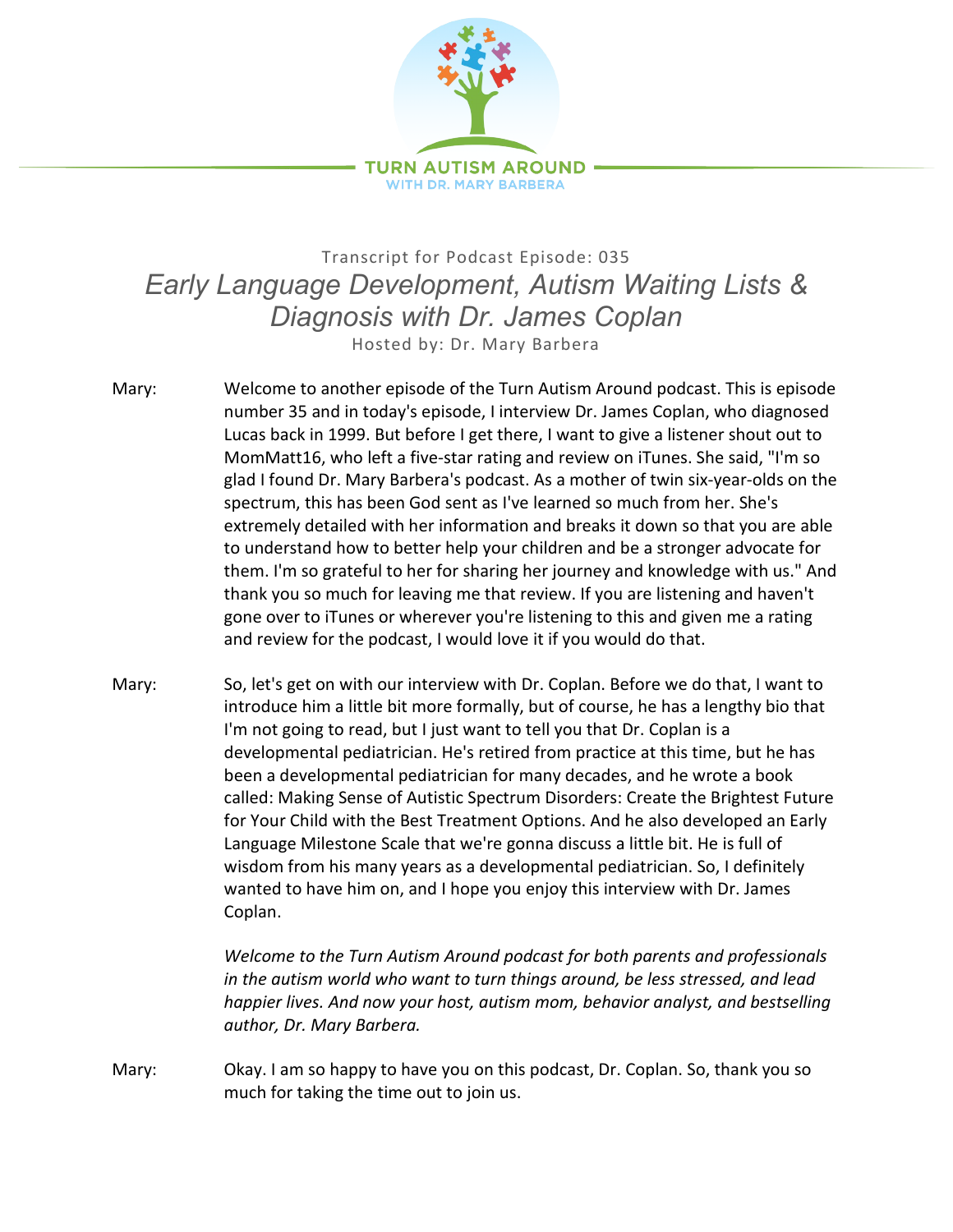TURN AUTISM AROUND
WITH DR. MARY BARBERA

Transcript for Podcast Episode: 035

# *Early Language Development, Autism Waiting Lists & Diagnosis with Dr. James Coplan*

Hosted by: Dr. Mary Barbera

Mary: Welcome to another episode of the Turn Autism Around podcast. This is episode number 35 and in today's episode, I interview Dr. James Coplan, who diagnosed Lucas back in 1999. But before I get there, I want to give a listener shout out to MomMatt16, who left a five-star rating and review on iTunes. She said, "I'm so glad I found Dr. Mary Barbera's podcast. As a mother of twin six-year-olds on the spectrum, this has been God sent as I've learned so much from her. She's extremely detailed with her information and breaks it down so that you are able to understand how to better help your children and be a stronger advocate for them. I'm so grateful to her for sharing her journey and knowledge with us." And thank you so much for leaving me that review. If you are listening and haven't gone over to iTunes or wherever you're listening to this and given me a rating and review for the podcast, I would love it if you would do that.

Mary: So, let's get on with our interview with Dr. Coplan. Before we do that, I want to introduce him a little bit more formally, but of course, he has a lengthy bio that I'm not going to read, but I just want to tell you that Dr. Coplan is a developmental pediatrician. He's retired from practice at this time, but he has been a developmental pediatrician for many decades, and he wrote a book called: Making Sense of Autistic Spectrum Disorders: Create the Brightest Future for Your Child with the Best Treatment Options. And he also developed an Early Language Milestone Scale that we're gonna discuss a little bit. He is full of wisdom from his many years as a developmental pediatrician. So, I definitely wanted to have him on, and I hope you enjoy this interview with Dr. James Coplan.

*Welcome to the Turn Autism Around podcast for both parents and professionals in the autism world who want to turn things around, be less stressed, and lead happier lives. And now your host, autism mom, behavior analyst, and bestselling author, Dr. Mary Barbera.*

Mary: Okay. I am so happy to have you on this podcast, Dr. Coplan. So, thank you so much for taking the time out to join us.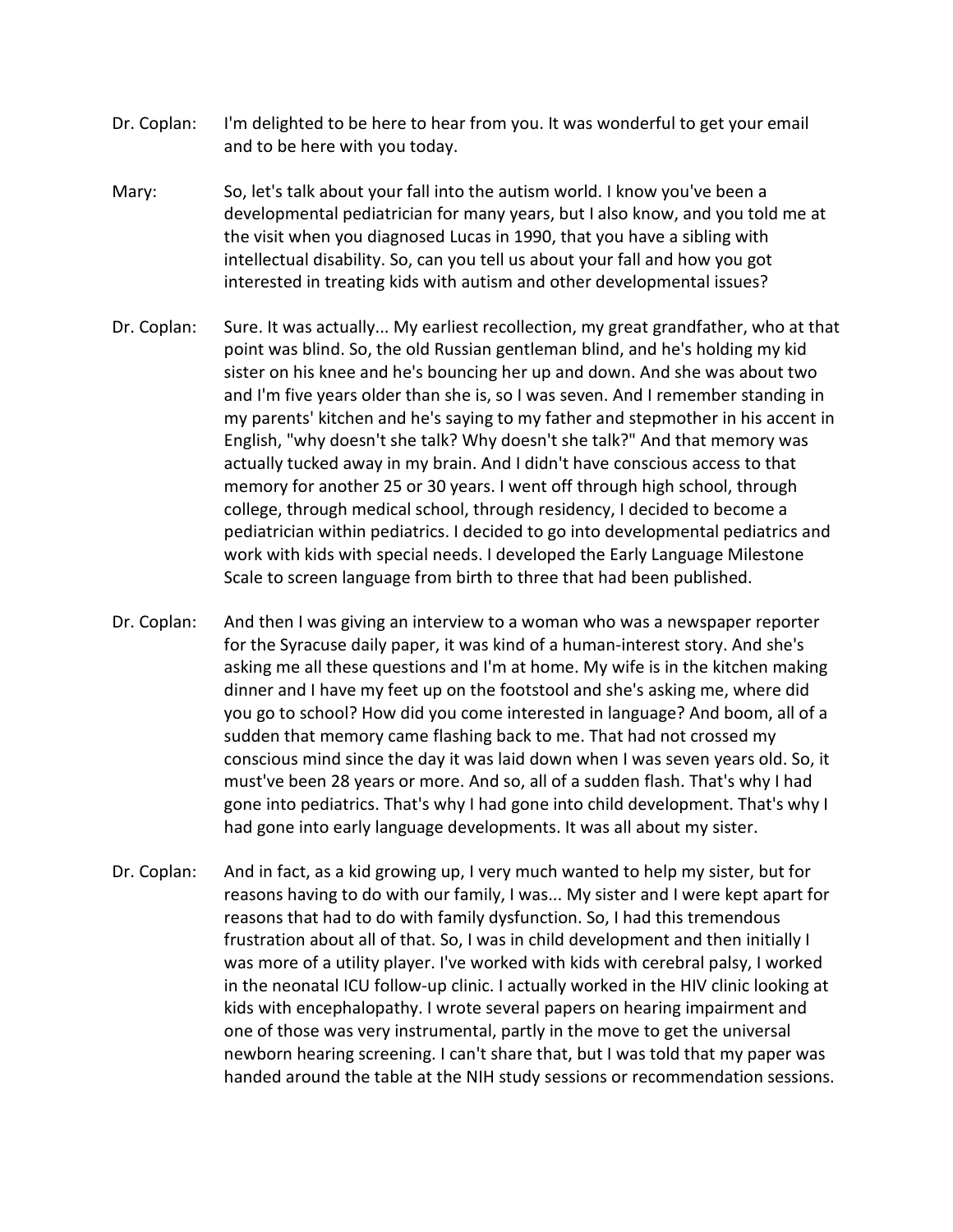Dr. Coplan: I'm delighted to be here to hear from you. It was wonderful to get your email and to be here with you today.

Mary: So, let's talk about your fall into the autism world. I know you've been a developmental pediatrician for many years, but I also know, and you told me at the visit when you diagnosed Lucas in 1990, that you have a sibling with intellectual disability. So, can you tell us about your fall and how you got interested in treating kids with autism and other developmental issues?

Dr. Coplan: Sure. It was actually... My earliest recollection, my great grandfather, who at that point was blind. So, the old Russian gentleman blind, and he's holding my kid sister on his knee and he's bouncing her up and down. And she was about two and I'm five years older than she is, so I was seven. And I remember standing in my parents' kitchen and he's saying to my father and stepmother in his accent in English, "why doesn't she talk? Why doesn't she talk?" And that memory was actually tucked away in my brain. And I didn't have conscious access to that memory for another 25 or 30 years. I went off through high school, through college, through medical school, through residency, I decided to become a pediatrician within pediatrics. I decided to go into developmental pediatrics and work with kids with special needs. I developed the Early Language Milestone Scale to screen language from birth to three that had been published.

Dr. Coplan: And then I was giving an interview to a woman who was a newspaper reporter for the Syracuse daily paper, it was kind of a human-interest story. And she's asking me all these questions and I'm at home. My wife is in the kitchen making dinner and I have my feet up on the footstool and she's asking me, where did you go to school? How did you come interested in language? And boom, all of a sudden that memory came flashing back to me. That had not crossed my conscious mind since the day it was laid down when I was seven years old. So, it must've been 28 years or more. And so, all of a sudden flash. That's why I had gone into pediatrics. That's why I had gone into child development. That's why I had gone into early language developments. It was all about my sister.

Dr. Coplan: And in fact, as a kid growing up, I very much wanted to help my sister, but for reasons having to do with our family, I was... My sister and I were kept apart for reasons that had to do with family dysfunction. So, I had this tremendous frustration about all of that. So, I was in child development and then initially I was more of a utility player. I've worked with kids with cerebral palsy, I worked in the neonatal ICU follow-up clinic. I actually worked in the HIV clinic looking at kids with encephalopathy. I wrote several papers on hearing impairment and one of those was very instrumental, partly in the move to get the universal newborn hearing screening. I can't share that, but I was told that my paper was handed around the table at the NIH study sessions or recommendation sessions.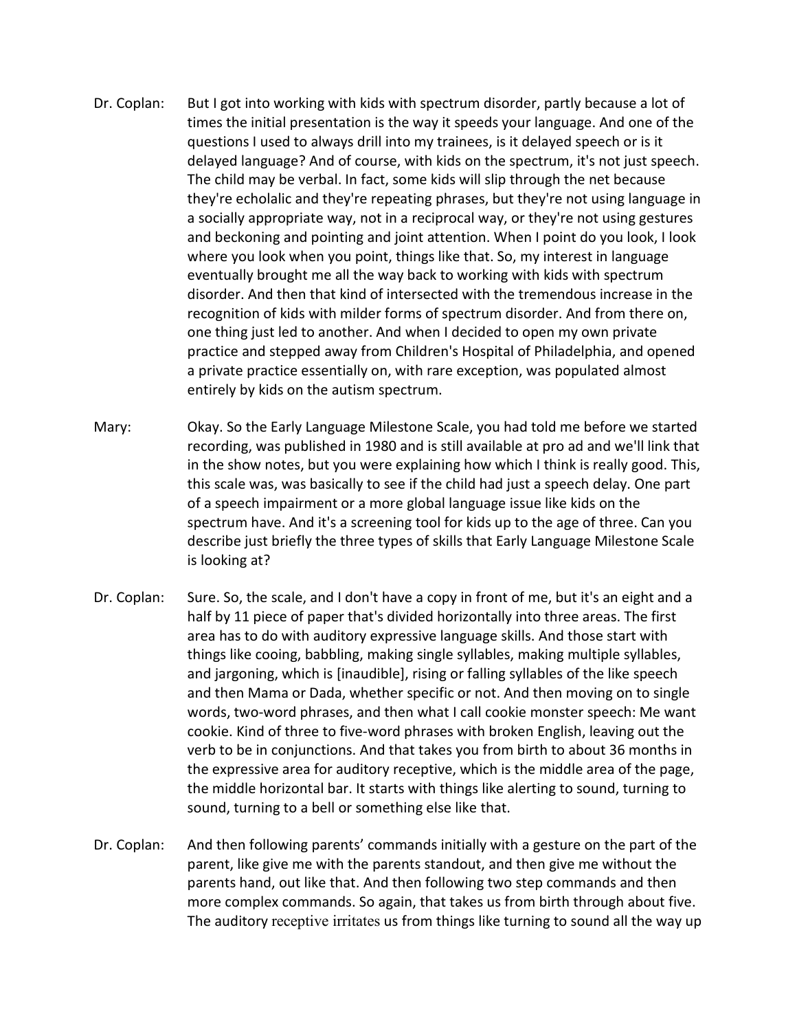Dr. Coplan: But I got into working with kids with spectrum disorder, partly because a lot of times the initial presentation is the way it speeds your language. And one of the questions I used to always drill into my trainees, is it delayed speech or is it delayed language? And of course, with kids on the spectrum, it's not just speech. The child may be verbal. In fact, some kids will slip through the net because they're echolalic and they're repeating phrases, but they're not using language in a socially appropriate way, not in a reciprocal way, or they're not using gestures and beckoning and pointing and joint attention. When I point do you look, I look where you look when you point, things like that. So, my interest in language eventually brought me all the way back to working with kids with spectrum disorder. And then that kind of intersected with the tremendous increase in the recognition of kids with milder forms of spectrum disorder. And from there on, one thing just led to another. And when I decided to open my own private practice and stepped away from Children's Hospital of Philadelphia, and opened a private practice essentially on, with rare exception, was populated almost entirely by kids on the autism spectrum.

Mary: Okay. So the Early Language Milestone Scale, you had told me before we started recording, was published in 1980 and is still available at pro ad and we'll link that in the show notes, but you were explaining how which I think is really good. This, this scale was, was basically to see if the child had just a speech delay. One part of a speech impairment or a more global language issue like kids on the spectrum have. And it's a screening tool for kids up to the age of three. Can you describe just briefly the three types of skills that Early Language Milestone Scale is looking at?

Dr. Coplan: Sure. So, the scale, and I don't have a copy in front of me, but it's an eight and a half by 11 piece of paper that's divided horizontally into three areas. The first area has to do with auditory expressive language skills. And those start with things like cooing, babbling, making single syllables, making multiple syllables, and jargoning, which is [inaudible], rising or falling syllables of the like speech and then Mama or Dada, whether specific or not. And then moving on to single words, two-word phrases, and then what I call cookie monster speech: Me want cookie. Kind of three to five-word phrases with broken English, leaving out the verb to be in conjunctions. And that takes you from birth to about 36 months in the expressive area for auditory receptive, which is the middle area of the page, the middle horizontal bar. It starts with things like alerting to sound, turning to sound, turning to a bell or something else like that.

Dr. Coplan: And then following parents' commands initially with a gesture on the part of the parent, like give me with the parents standout, and then give me without the parents hand, out like that. And then following two step commands and then more complex commands. So again, that takes us from birth through about five. The auditory receptive irritates us from things like turning to sound all the way up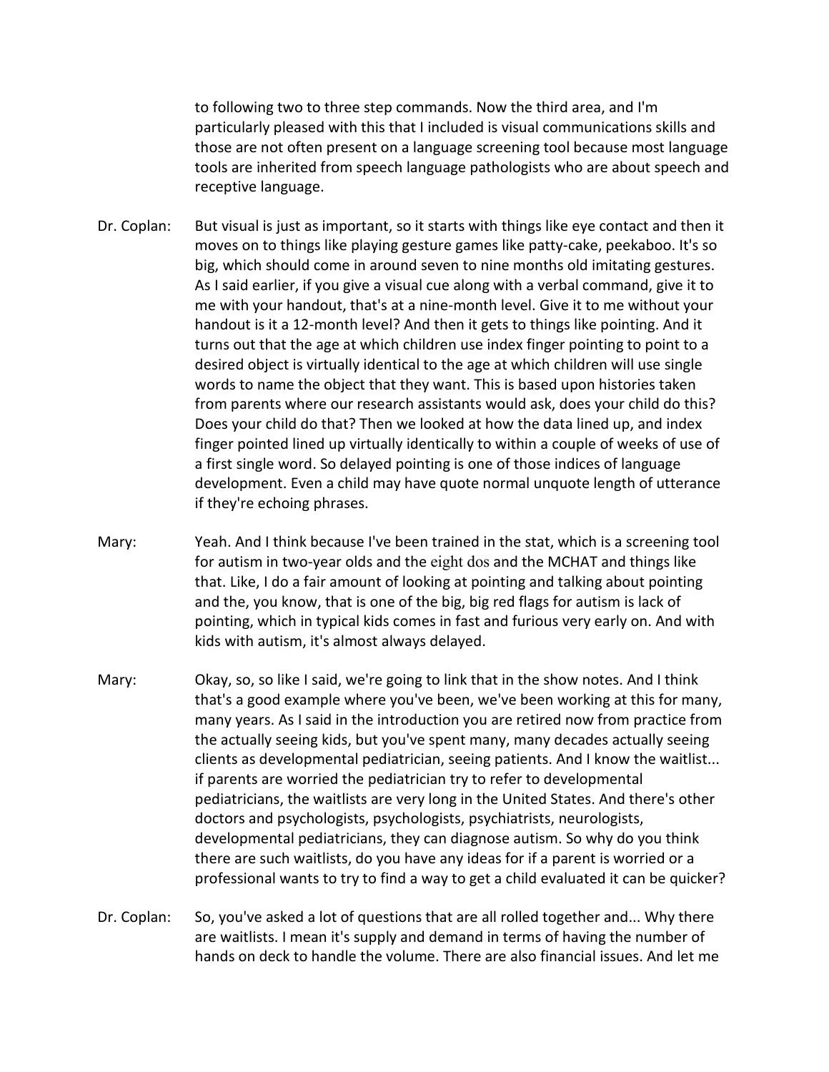to following two to three step commands. Now the third area, and I'm particularly pleased with this that I included is visual communications skills and those are not often present on a language screening tool because most language tools are inherited from speech language pathologists who are about speech and receptive language.

Dr. Coplan: But visual is just as important, so it starts with things like eye contact and then it moves on to things like playing gesture games like patty-cake, peekaboo. It's so big, which should come in around seven to nine months old imitating gestures. As I said earlier, if you give a visual cue along with a verbal command, give it to me with your handout, that's at a nine-month level. Give it to me without your handout is it a 12-month level? And then it gets to things like pointing. And it turns out that the age at which children use index finger pointing to point to a desired object is virtually identical to the age at which children will use single words to name the object that they want. This is based upon histories taken from parents where our research assistants would ask, does your child do this? Does your child do that? Then we looked at how the data lined up, and index finger pointed lined up virtually identically to within a couple of weeks of use of a first single word. So delayed pointing is one of those indices of language development. Even a child may have quote normal unquote length of utterance if they're echoing phrases.

Mary: Yeah. And I think because I've been trained in the stat, which is a screening tool for autism in two-year olds and the eight dos and the MCHAT and things like that. Like, I do a fair amount of looking at pointing and talking about pointing and the, you know, that is one of the big, big red flags for autism is lack of pointing, which in typical kids comes in fast and furious very early on. And with kids with autism, it's almost always delayed.

Mary: Okay, so, so like I said, we're going to link that in the show notes. And I think that's a good example where you've been, we've been working at this for many, many years. As I said in the introduction you are retired now from practice from the actually seeing kids, but you've spent many, many decades actually seeing clients as developmental pediatrician, seeing patients. And I know the waitlist... if parents are worried the pediatrician try to refer to developmental pediatricians, the waitlists are very long in the United States. And there's other doctors and psychologists, psychologists, psychiatrists, neurologists, developmental pediatricians, they can diagnose autism. So why do you think there are such waitlists, do you have any ideas for if a parent is worried or a professional wants to try to find a way to get a child evaluated it can be quicker?

Dr. Coplan: So, you've asked a lot of questions that are all rolled together and... Why there are waitlists. I mean it's supply and demand in terms of having the number of hands on deck to handle the volume. There are also financial issues. And let me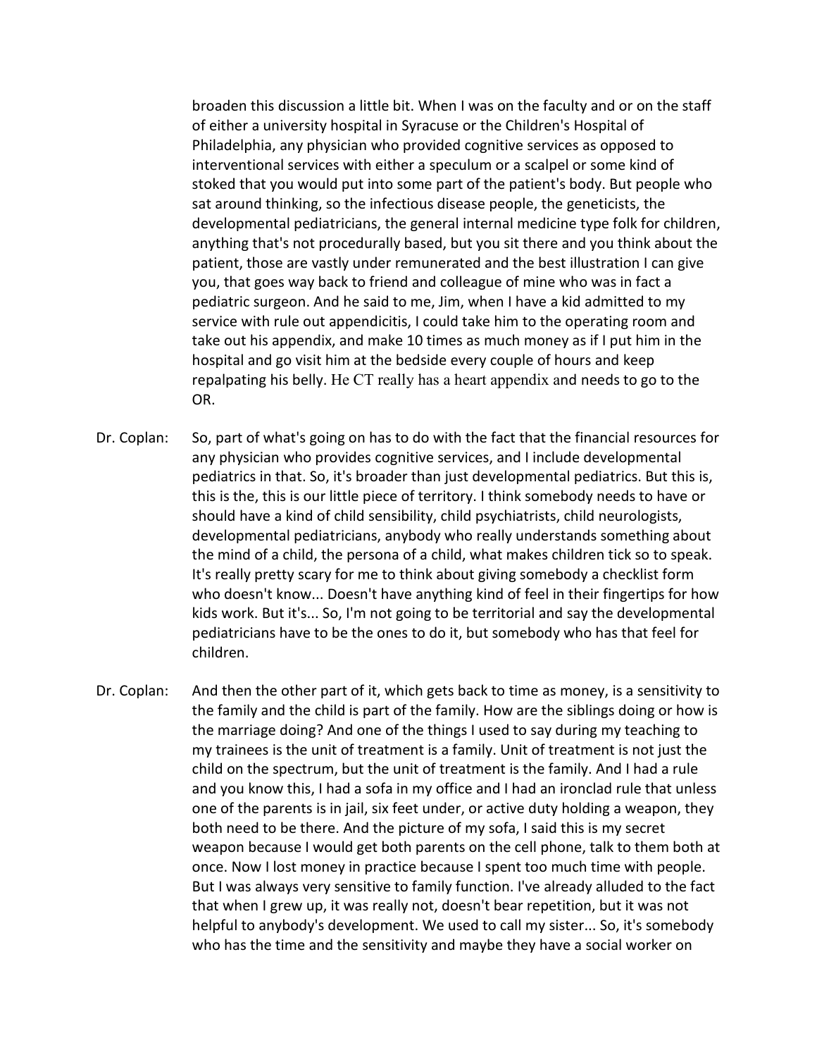broaden this discussion a little bit. When I was on the faculty and or on the staff of either a university hospital in Syracuse or the Children's Hospital of Philadelphia, any physician who provided cognitive services as opposed to interventional services with either a speculum or a scalpel or some kind of stoked that you would put into some part of the patient's body. But people who sat around thinking, so the infectious disease people, the geneticists, the developmental pediatricians, the general internal medicine type folk for children, anything that's not procedurally based, but you sit there and you think about the patient, those are vastly under remunerated and the best illustration I can give you, that goes way back to friend and colleague of mine who was in fact a pediatric surgeon. And he said to me, Jim, when I have a kid admitted to my service with rule out appendicitis, I could take him to the operating room and take out his appendix, and make 10 times as much money as if I put him in the hospital and go visit him at the bedside every couple of hours and keep repalpating his belly. He CT really has a heart appendix and needs to go to the OR.

Dr. Coplan: So, part of what's going on has to do with the fact that the financial resources for any physician who provides cognitive services, and I include developmental pediatrics in that. So, it's broader than just developmental pediatrics. But this is, this is the, this is our little piece of territory. I think somebody needs to have or should have a kind of child sensibility, child psychiatrists, child neurologists, developmental pediatricians, anybody who really understands something about the mind of a child, the persona of a child, what makes children tick so to speak. It's really pretty scary for me to think about giving somebody a checklist form who doesn't know... Doesn't have anything kind of feel in their fingertips for how kids work. But it's... So, I'm not going to be territorial and say the developmental pediatricians have to be the ones to do it, but somebody who has that feel for children.

Dr. Coplan: And then the other part of it, which gets back to time as money, is a sensitivity to the family and the child is part of the family. How are the siblings doing or how is the marriage doing? And one of the things I used to say during my teaching to my trainees is the unit of treatment is a family. Unit of treatment is not just the child on the spectrum, but the unit of treatment is the family. And I had a rule and you know this, I had a sofa in my office and I had an ironclad rule that unless one of the parents is in jail, six feet under, or active duty holding a weapon, they both need to be there. And the picture of my sofa, I said this is my secret weapon because I would get both parents on the cell phone, talk to them both at once. Now I lost money in practice because I spent too much time with people. But I was always very sensitive to family function. I've already alluded to the fact that when I grew up, it was really not, doesn't bear repetition, but it was not helpful to anybody's development. We used to call my sister... So, it's somebody who has the time and the sensitivity and maybe they have a social worker on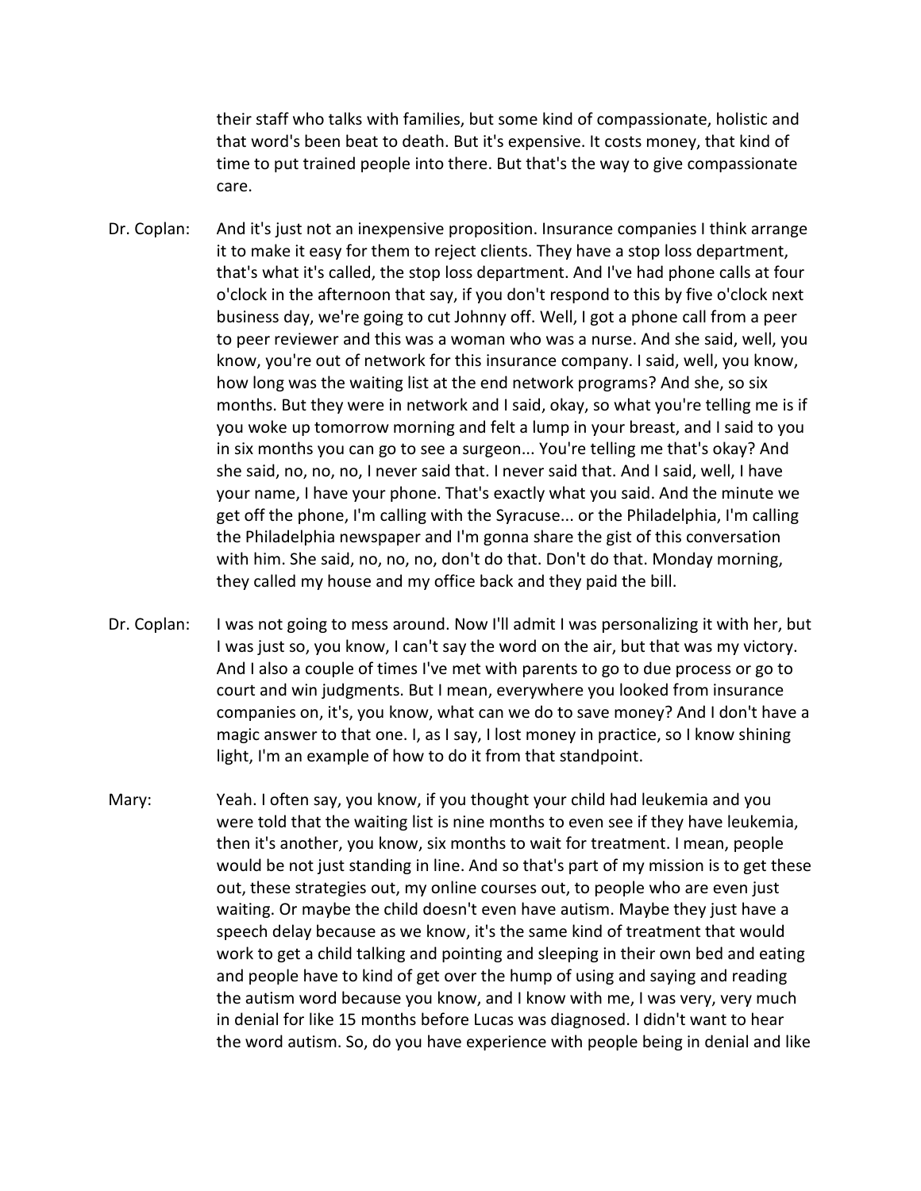their staff who talks with families, but some kind of compassionate, holistic and that word's been beat to death. But it's expensive. It costs money, that kind of time to put trained people into there. But that's the way to give compassionate care.

Dr. Coplan: And it's just not an inexpensive proposition. Insurance companies I think arrange it to make it easy for them to reject clients. They have a stop loss department, that's what it's called, the stop loss department. And I've had phone calls at four o'clock in the afternoon that say, if you don't respond to this by five o'clock next business day, we're going to cut Johnny off. Well, I got a phone call from a peer to peer reviewer and this was a woman who was a nurse. And she said, well, you know, you're out of network for this insurance company. I said, well, you know, how long was the waiting list at the end network programs? And she, so six months. But they were in network and I said, okay, so what you're telling me is if you woke up tomorrow morning and felt a lump in your breast, and I said to you in six months you can go to see a surgeon... You're telling me that's okay? And she said, no, no, no, I never said that. I never said that. And I said, well, I have your name, I have your phone. That's exactly what you said. And the minute we get off the phone, I'm calling with the Syracuse... or the Philadelphia, I'm calling the Philadelphia newspaper and I'm gonna share the gist of this conversation with him. She said, no, no, no, don't do that. Don't do that. Monday morning, they called my house and my office back and they paid the bill.

Dr. Coplan: I was not going to mess around. Now I'll admit I was personalizing it with her, but I was just so, you know, I can't say the word on the air, but that was my victory. And I also a couple of times I've met with parents to go to due process or go to court and win judgments. But I mean, everywhere you looked from insurance companies on, it's, you know, what can we do to save money? And I don't have a magic answer to that one. I, as I say, I lost money in practice, so I know shining light, I'm an example of how to do it from that standpoint.

Mary: Yeah. I often say, you know, if you thought your child had leukemia and you were told that the waiting list is nine months to even see if they have leukemia, then it's another, you know, six months to wait for treatment. I mean, people would be not just standing in line. And so that's part of my mission is to get these out, these strategies out, my online courses out, to people who are even just waiting. Or maybe the child doesn't even have autism. Maybe they just have a speech delay because as we know, it's the same kind of treatment that would work to get a child talking and pointing and sleeping in their own bed and eating and people have to kind of get over the hump of using and saying and reading the autism word because you know, and I know with me, I was very, very much in denial for like 15 months before Lucas was diagnosed. I didn't want to hear the word autism. So, do you have experience with people being in denial and like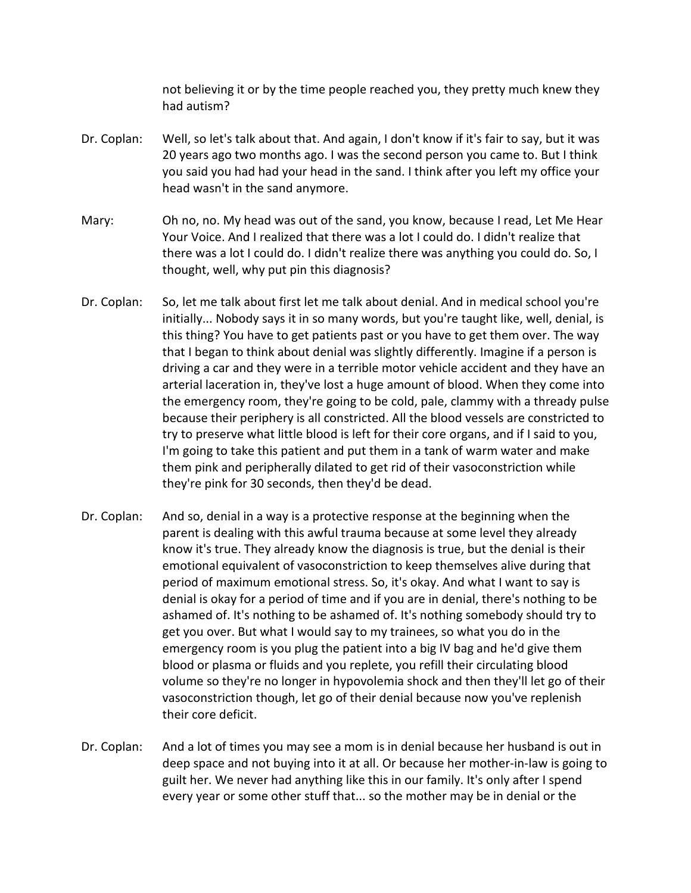not believing it or by the time people reached you, they pretty much knew they had autism?

Dr. Coplan: Well, so let's talk about that. And again, I don't know if it's fair to say, but it was 20 years ago two months ago. I was the second person you came to. But I think you said you had had your head in the sand. I think after you left my office your head wasn't in the sand anymore.

Mary: Oh no, no. My head was out of the sand, you know, because I read, Let Me Hear Your Voice. And I realized that there was a lot I could do. I didn't realize that there was a lot I could do. I didn't realize there was anything you could do. So, I thought, well, why put pin this diagnosis?

Dr. Coplan: So, let me talk about first let me talk about denial. And in medical school you're initially... Nobody says it in so many words, but you're taught like, well, denial, is this thing? You have to get patients past or you have to get them over. The way that I began to think about denial was slightly differently. Imagine if a person is driving a car and they were in a terrible motor vehicle accident and they have an arterial laceration in, they've lost a huge amount of blood. When they come into the emergency room, they're going to be cold, pale, clammy with a thready pulse because their periphery is all constricted. All the blood vessels are constricted to try to preserve what little blood is left for their core organs, and if I said to you, I'm going to take this patient and put them in a tank of warm water and make them pink and peripherally dilated to get rid of their vasoconstriction while they're pink for 30 seconds, then they'd be dead.

Dr. Coplan: And so, denial in a way is a protective response at the beginning when the parent is dealing with this awful trauma because at some level they already know it's true. They already know the diagnosis is true, but the denial is their emotional equivalent of vasoconstriction to keep themselves alive during that period of maximum emotional stress. So, it's okay. And what I want to say is denial is okay for a period of time and if you are in denial, there's nothing to be ashamed of. It's nothing to be ashamed of. It's nothing somebody should try to get you over. But what I would say to my trainees, so what you do in the emergency room is you plug the patient into a big IV bag and he'd give them blood or plasma or fluids and you replete, you refill their circulating blood volume so they're no longer in hypovolemia shock and then they'll let go of their vasoconstriction though, let go of their denial because now you've replenish their core deficit.

Dr. Coplan: And a lot of times you may see a mom is in denial because her husband is out in deep space and not buying into it at all. Or because her mother-in-law is going to guilt her. We never had anything like this in our family. It's only after I spend every year or some other stuff that... so the mother may be in denial or the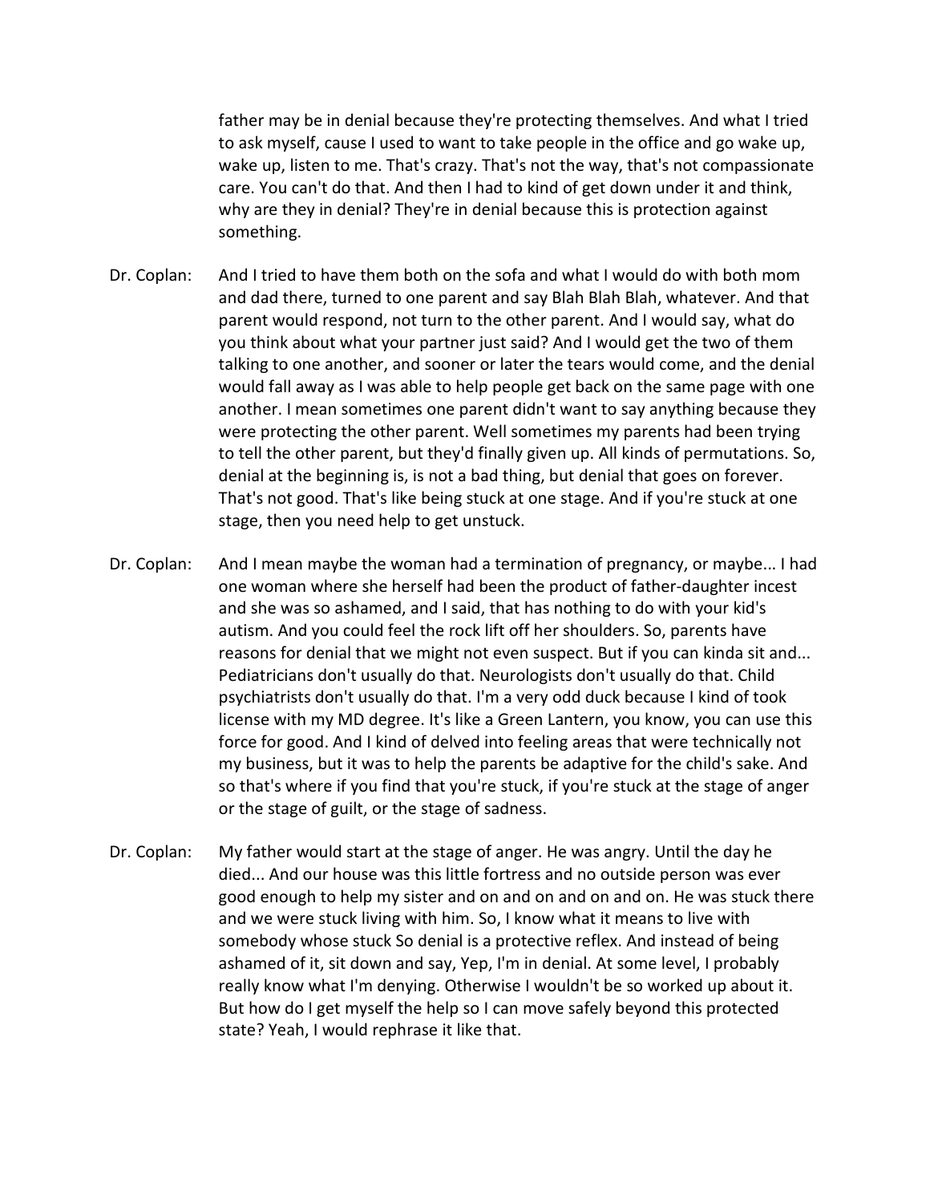father may be in denial because they're protecting themselves. And what I tried to ask myself, cause I used to want to take people in the office and go wake up, wake up, listen to me. That's crazy. That's not the way, that's not compassionate care. You can't do that. And then I had to kind of get down under it and think, why are they in denial? They're in denial because this is protection against something.

Dr. Coplan: And I tried to have them both on the sofa and what I would do with both mom and dad there, turned to one parent and say Blah Blah Blah, whatever. And that parent would respond, not turn to the other parent. And I would say, what do you think about what your partner just said? And I would get the two of them talking to one another, and sooner or later the tears would come, and the denial would fall away as I was able to help people get back on the same page with one another. I mean sometimes one parent didn't want to say anything because they were protecting the other parent. Well sometimes my parents had been trying to tell the other parent, but they'd finally given up. All kinds of permutations. So, denial at the beginning is, is not a bad thing, but denial that goes on forever. That's not good. That's like being stuck at one stage. And if you're stuck at one stage, then you need help to get unstuck.

Dr. Coplan: And I mean maybe the woman had a termination of pregnancy, or maybe... I had one woman where she herself had been the product of father-daughter incest and she was so ashamed, and I said, that has nothing to do with your kid's autism. And you could feel the rock lift off her shoulders. So, parents have reasons for denial that we might not even suspect. But if you can kinda sit and... Pediatricians don't usually do that. Neurologists don't usually do that. Child psychiatrists don't usually do that. I'm a very odd duck because I kind of took license with my MD degree. It's like a Green Lantern, you know, you can use this force for good. And I kind of delved into feeling areas that were technically not my business, but it was to help the parents be adaptive for the child's sake. And so that's where if you find that you're stuck, if you're stuck at the stage of anger or the stage of guilt, or the stage of sadness.

Dr. Coplan: My father would start at the stage of anger. He was angry. Until the day he died... And our house was this little fortress and no outside person was ever good enough to help my sister and on and on and on and on. He was stuck there and we were stuck living with him. So, I know what it means to live with somebody whose stuck So denial is a protective reflex. And instead of being ashamed of it, sit down and say, Yep, I'm in denial. At some level, I probably really know what I'm denying. Otherwise I wouldn't be so worked up about it. But how do I get myself the help so I can move safely beyond this protected state? Yeah, I would rephrase it like that.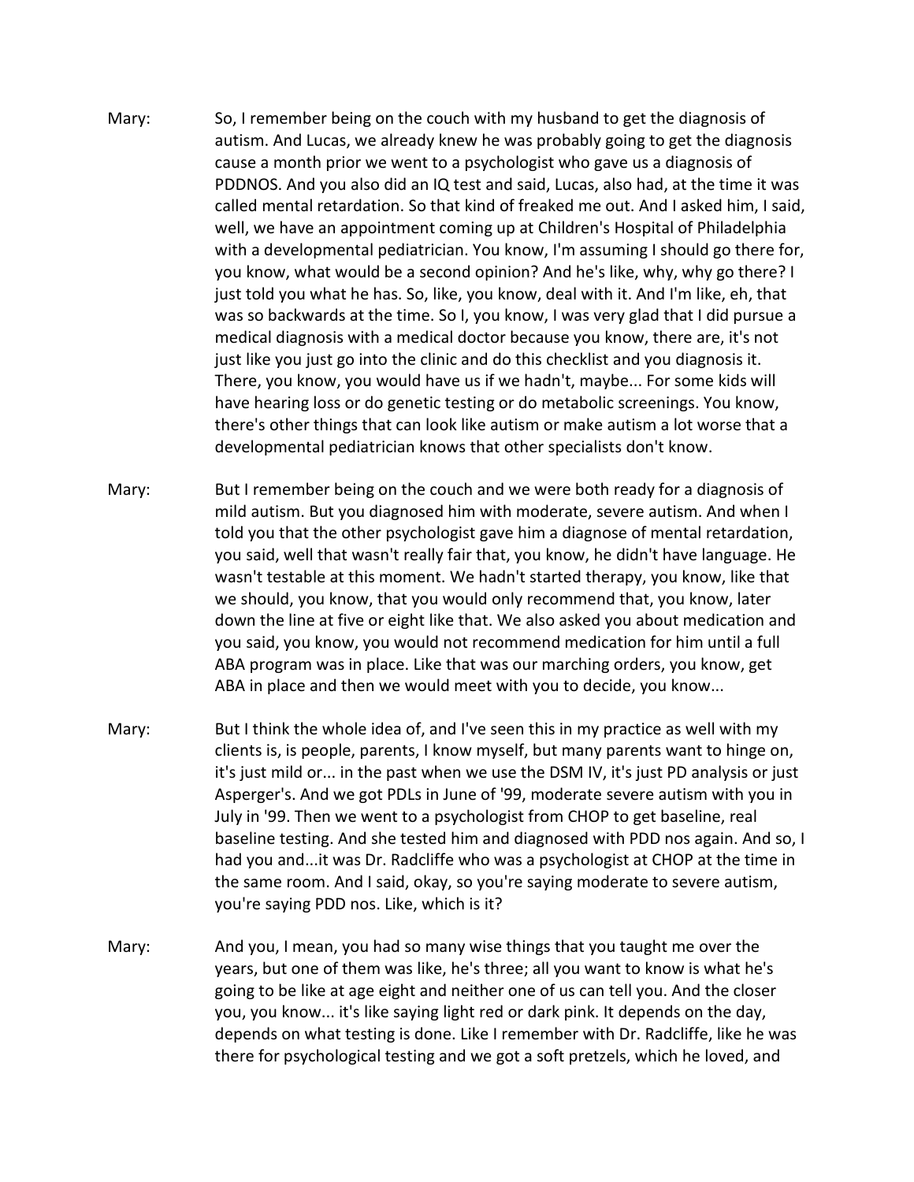Mary: So, I remember being on the couch with my husband to get the diagnosis of autism. And Lucas, we already knew he was probably going to get the diagnosis cause a month prior we went to a psychologist who gave us a diagnosis of PDDNOS. And you also did an IQ test and said, Lucas, also had, at the time it was called mental retardation. So that kind of freaked me out. And I asked him, I said, well, we have an appointment coming up at Children's Hospital of Philadelphia with a developmental pediatrician. You know, I'm assuming I should go there for, you know, what would be a second opinion? And he's like, why, why go there? I just told you what he has. So, like, you know, deal with it. And I'm like, eh, that was so backwards at the time. So I, you know, I was very glad that I did pursue a medical diagnosis with a medical doctor because you know, there are, it's not just like you just go into the clinic and do this checklist and you diagnosis it. There, you know, you would have us if we hadn't, maybe... For some kids will have hearing loss or do genetic testing or do metabolic screenings. You know, there's other things that can look like autism or make autism a lot worse that a developmental pediatrician knows that other specialists don't know.

Mary: But I remember being on the couch and we were both ready for a diagnosis of mild autism. But you diagnosed him with moderate, severe autism. And when I told you that the other psychologist gave him a diagnose of mental retardation, you said, well that wasn't really fair that, you know, he didn't have language. He wasn't testable at this moment. We hadn't started therapy, you know, like that we should, you know, that you would only recommend that, you know, later down the line at five or eight like that. We also asked you about medication and you said, you know, you would not recommend medication for him until a full ABA program was in place. Like that was our marching orders, you know, get ABA in place and then we would meet with you to decide, you know...

Mary: But I think the whole idea of, and I've seen this in my practice as well with my clients is, is people, parents, I know myself, but many parents want to hinge on, it's just mild or... in the past when we use the DSM IV, it's just PD analysis or just Asperger's. And we got PDLs in June of '99, moderate severe autism with you in July in '99. Then we went to a psychologist from CHOP to get baseline, real baseline testing. And she tested him and diagnosed with PDD nos again. And so, I had you and...it was Dr. Radcliffe who was a psychologist at CHOP at the time in the same room. And I said, okay, so you're saying moderate to severe autism, you're saying PDD nos. Like, which is it?

Mary: And you, I mean, you had so many wise things that you taught me over the years, but one of them was like, he's three; all you want to know is what he's going to be like at age eight and neither one of us can tell you. And the closer you, you know... it's like saying light red or dark pink. It depends on the day, depends on what testing is done. Like I remember with Dr. Radcliffe, like he was there for psychological testing and we got a soft pretzels, which he loved, and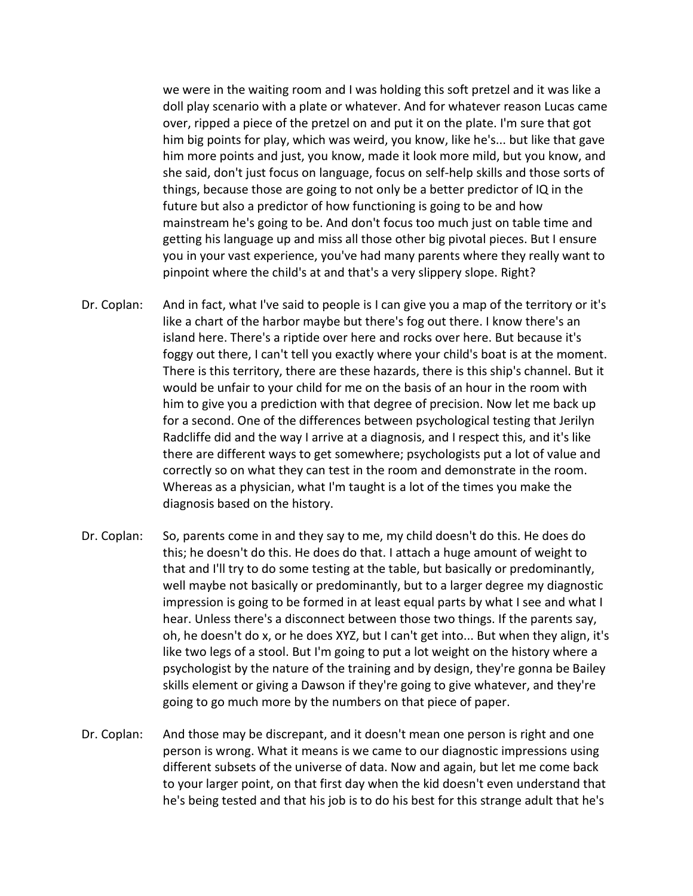we were in the waiting room and I was holding this soft pretzel and it was like a doll play scenario with a plate or whatever. And for whatever reason Lucas came over, ripped a piece of the pretzel on and put it on the plate. I'm sure that got him big points for play, which was weird, you know, like he's... but like that gave him more points and just, you know, made it look more mild, but you know, and she said, don't just focus on language, focus on self-help skills and those sorts of things, because those are going to not only be a better predictor of IQ in the future but also a predictor of how functioning is going to be and how mainstream he's going to be. And don't focus too much just on table time and getting his language up and miss all those other big pivotal pieces. But I ensure you in your vast experience, you've had many parents where they really want to pinpoint where the child's at and that's a very slippery slope. Right?

Dr. Coplan: And in fact, what I've said to people is I can give you a map of the territory or it's like a chart of the harbor maybe but there's fog out there. I know there's an island here. There's a riptide over here and rocks over here. But because it's foggy out there, I can't tell you exactly where your child's boat is at the moment. There is this territory, there are these hazards, there is this ship's channel. But it would be unfair to your child for me on the basis of an hour in the room with him to give you a prediction with that degree of precision. Now let me back up for a second. One of the differences between psychological testing that Jerilyn Radcliffe did and the way I arrive at a diagnosis, and I respect this, and it's like there are different ways to get somewhere; psychologists put a lot of value and correctly so on what they can test in the room and demonstrate in the room. Whereas as a physician, what I'm taught is a lot of the times you make the diagnosis based on the history.

Dr. Coplan: So, parents come in and they say to me, my child doesn't do this. He does do this; he doesn't do this. He does do that. I attach a huge amount of weight to that and I'll try to do some testing at the table, but basically or predominantly, well maybe not basically or predominantly, but to a larger degree my diagnostic impression is going to be formed in at least equal parts by what I see and what I hear. Unless there's a disconnect between those two things. If the parents say, oh, he doesn't do x, or he does XYZ, but I can't get into... But when they align, it's like two legs of a stool. But I'm going to put a lot weight on the history where a psychologist by the nature of the training and by design, they're gonna be Bailey skills element or giving a Dawson if they're going to give whatever, and they're going to go much more by the numbers on that piece of paper.

Dr. Coplan: And those may be discrepant, and it doesn't mean one person is right and one person is wrong. What it means is we came to our diagnostic impressions using different subsets of the universe of data. Now and again, but let me come back to your larger point, on that first day when the kid doesn't even understand that he's being tested and that his job is to do his best for this strange adult that he's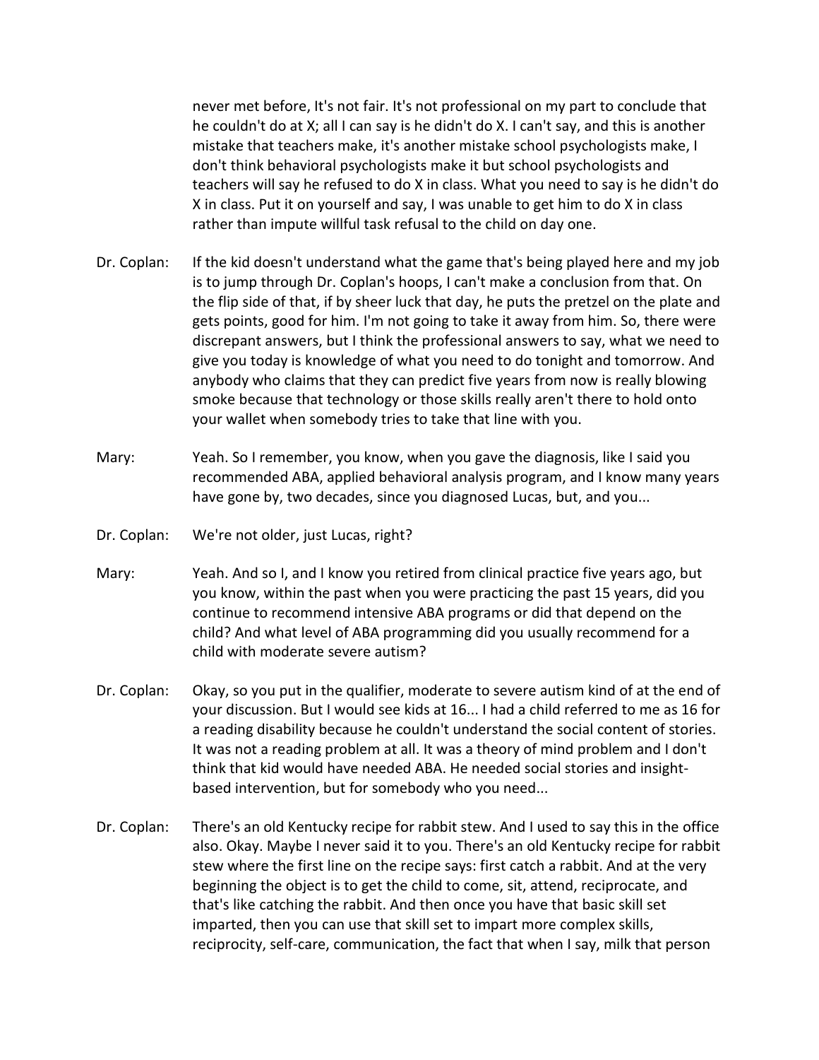never met before, It's not fair. It's not professional on my part to conclude that he couldn't do at X; all I can say is he didn't do X. I can't say, and this is another mistake that teachers make, it's another mistake school psychologists make, I don't think behavioral psychologists make it but school psychologists and teachers will say he refused to do X in class. What you need to say is he didn't do X in class. Put it on yourself and say, I was unable to get him to do X in class rather than impute willful task refusal to the child on day one.

Dr. Coplan: If the kid doesn't understand what the game that's being played here and my job is to jump through Dr. Coplan's hoops, I can't make a conclusion from that. On the flip side of that, if by sheer luck that day, he puts the pretzel on the plate and gets points, good for him. I'm not going to take it away from him. So, there were discrepant answers, but I think the professional answers to say, what we need to give you today is knowledge of what you need to do tonight and tomorrow. And anybody who claims that they can predict five years from now is really blowing smoke because that technology or those skills really aren't there to hold onto your wallet when somebody tries to take that line with you.

Mary: Yeah. So I remember, you know, when you gave the diagnosis, like I said you recommended ABA, applied behavioral analysis program, and I know many years have gone by, two decades, since you diagnosed Lucas, but, and you...

Dr. Coplan: We're not older, just Lucas, right?

Mary: Yeah. And so I, and I know you retired from clinical practice five years ago, but you know, within the past when you were practicing the past 15 years, did you continue to recommend intensive ABA programs or did that depend on the child? And what level of ABA programming did you usually recommend for a child with moderate severe autism?

Dr. Coplan: Okay, so you put in the qualifier, moderate to severe autism kind of at the end of your discussion. But I would see kids at 16... I had a child referred to me as 16 for a reading disability because he couldn't understand the social content of stories. It was not a reading problem at all. It was a theory of mind problem and I don't think that kid would have needed ABA. He needed social stories and insight-based intervention, but for somebody who you need...

Dr. Coplan: There's an old Kentucky recipe for rabbit stew. And I used to say this in the office also. Okay. Maybe I never said it to you. There's an old Kentucky recipe for rabbit stew where the first line on the recipe says: first catch a rabbit. And at the very beginning the object is to get the child to come, sit, attend, reciprocate, and that's like catching the rabbit. And then once you have that basic skill set imparted, then you can use that skill set to impart more complex skills, reciprocity, self-care, communication, the fact that when I say, milk that person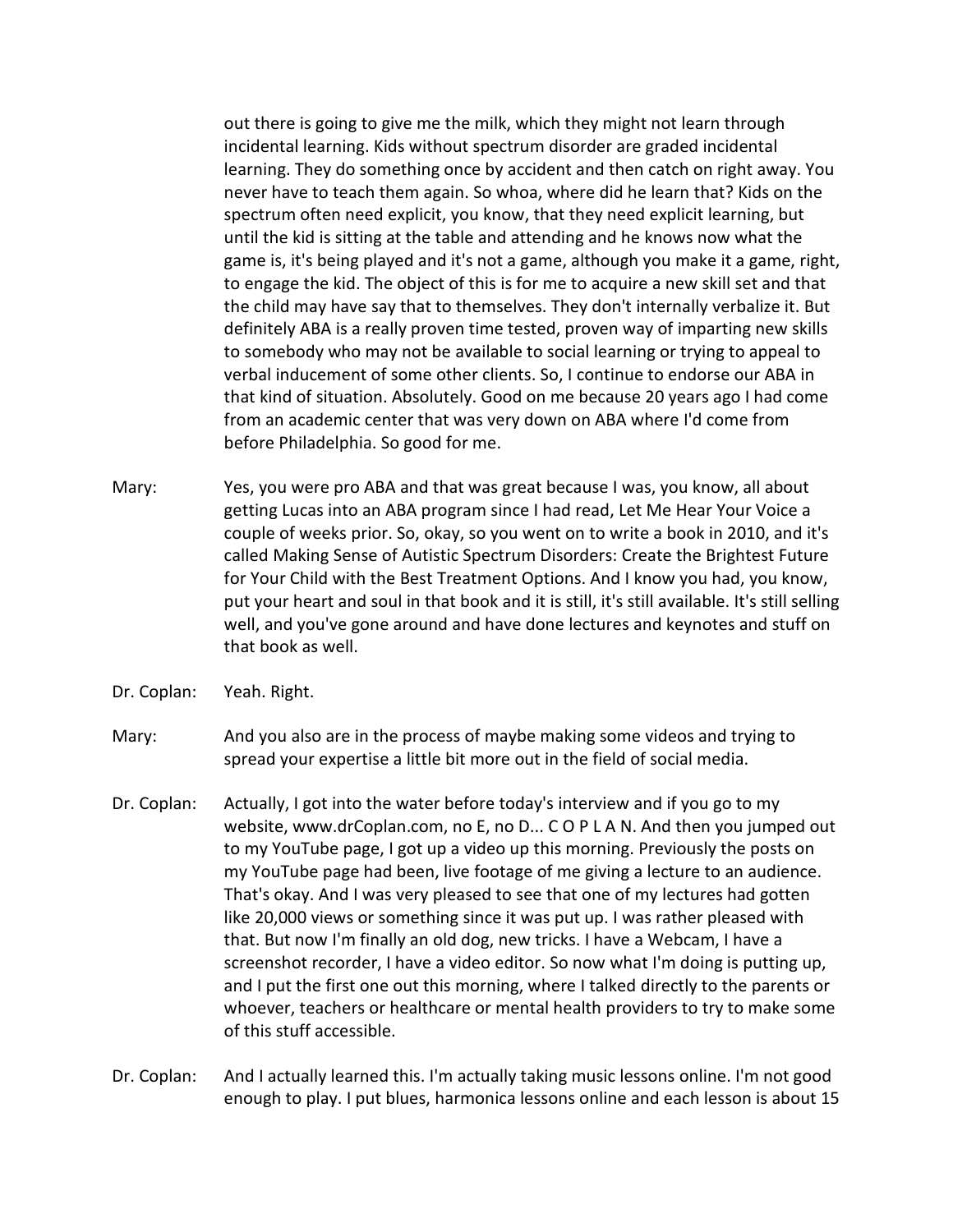out there is going to give me the milk, which they might not learn through incidental learning. Kids without spectrum disorder are graded incidental learning. They do something once by accident and then catch on right away. You never have to teach them again. So whoa, where did he learn that? Kids on the spectrum often need explicit, you know, that they need explicit learning, but until the kid is sitting at the table and attending and he knows now what the game is, it's being played and it's not a game, although you make it a game, right, to engage the kid. The object of this is for me to acquire a new skill set and that the child may have say that to themselves. They don't internally verbalize it. But definitely ABA is a really proven time tested, proven way of imparting new skills to somebody who may not be available to social learning or trying to appeal to verbal inducement of some other clients. So, I continue to endorse our ABA in that kind of situation. Absolutely. Good on me because 20 years ago I had come from an academic center that was very down on ABA where I'd come from before Philadelphia. So good for me.

Mary: Yes, you were pro ABA and that was great because I was, you know, all about getting Lucas into an ABA program since I had read, Let Me Hear Your Voice a couple of weeks prior. So, okay, so you went on to write a book in 2010, and it's called Making Sense of Autistic Spectrum Disorders: Create the Brightest Future for Your Child with the Best Treatment Options. And I know you had, you know, put your heart and soul in that book and it is still, it's still available. It's still selling well, and you've gone around and have done lectures and keynotes and stuff on that book as well.

Dr. Coplan: Yeah. Right.

Mary: And you also are in the process of maybe making some videos and trying to spread your expertise a little bit more out in the field of social media.

Dr. Coplan: Actually, I got into the water before today's interview and if you go to my website, www.drCoplan.com, no E, no D... C O P L A N. And then you jumped out to my YouTube page, I got up a video up this morning. Previously the posts on my YouTube page had been, live footage of me giving a lecture to an audience. That's okay. And I was very pleased to see that one of my lectures had gotten like 20,000 views or something since it was put up. I was rather pleased with that. But now I'm finally an old dog, new tricks. I have a Webcam, I have a screenshot recorder, I have a video editor. So now what I'm doing is putting up, and I put the first one out this morning, where I talked directly to the parents or whoever, teachers or healthcare or mental health providers to try to make some of this stuff accessible.

Dr. Coplan: And I actually learned this. I'm actually taking music lessons online. I'm not good enough to play. I put blues, harmonica lessons online and each lesson is about 15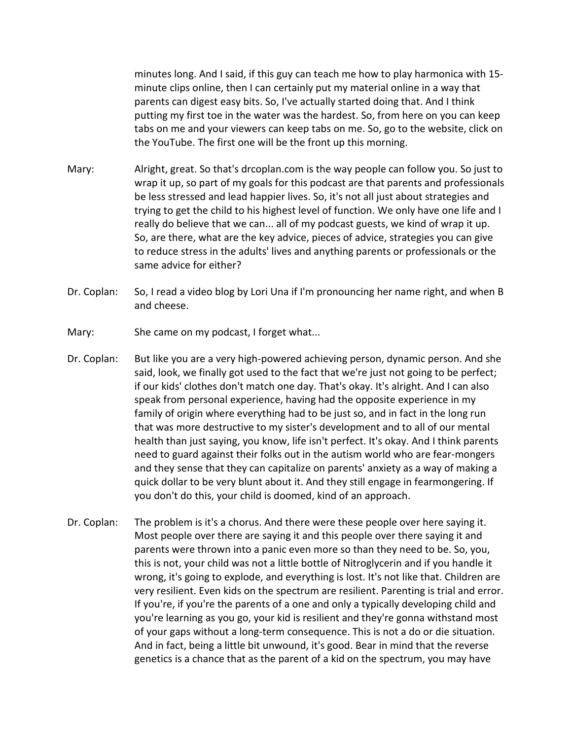minutes long. And I said, if this guy can teach me how to play harmonica with 15-minute clips online, then I can certainly put my material online in a way that parents can digest easy bits. So, I've actually started doing that. And I think putting my first toe in the water was the hardest. So, from here on you can keep tabs on me and your viewers can keep tabs on me. So, go to the website, click on the YouTube. The first one will be the front up this morning.

Mary: Alright, great. So that's drcoplan.com is the way people can follow you. So just to wrap it up, so part of my goals for this podcast are that parents and professionals be less stressed and lead happier lives. So, it's not all just about strategies and trying to get the child to his highest level of function. We only have one life and I really do believe that we can... all of my podcast guests, we kind of wrap it up. So, are there, what are the key advice, pieces of advice, strategies you can give to reduce stress in the adults' lives and anything parents or professionals or the same advice for either?

Dr. Coplan: So, I read a video blog by Lori Una if I'm pronouncing her name right, and when B and cheese.

Mary: She came on my podcast, I forget what...

Dr. Coplan: But like you are a very high-powered achieving person, dynamic person. And she said, look, we finally got used to the fact that we're just not going to be perfect; if our kids' clothes don't match one day. That's okay. It's alright. And I can also speak from personal experience, having had the opposite experience in my family of origin where everything had to be just so, and in fact in the long run that was more destructive to my sister's development and to all of our mental health than just saying, you know, life isn't perfect. It's okay. And I think parents need to guard against their folks out in the autism world who are fear-mongers and they sense that they can capitalize on parents' anxiety as a way of making a quick dollar to be very blunt about it. And they still engage in fearmongering. If you don't do this, your child is doomed, kind of an approach.

Dr. Coplan: The problem is it's a chorus. And there were these people over here saying it. Most people over there are saying it and this people over there saying it and parents were thrown into a panic even more so than they need to be. So, you, this is not, your child was not a little bottle of Nitroglycerin and if you handle it wrong, it's going to explode, and everything is lost. It's not like that. Children are very resilient. Even kids on the spectrum are resilient. Parenting is trial and error. If you're, if you're the parents of a one and only a typically developing child and you're learning as you go, your kid is resilient and they're gonna withstand most of your gaps without a long-term consequence. This is not a do or die situation. And in fact, being a little bit unwound, it's good. Bear in mind that the reverse genetics is a chance that as the parent of a kid on the spectrum, you may have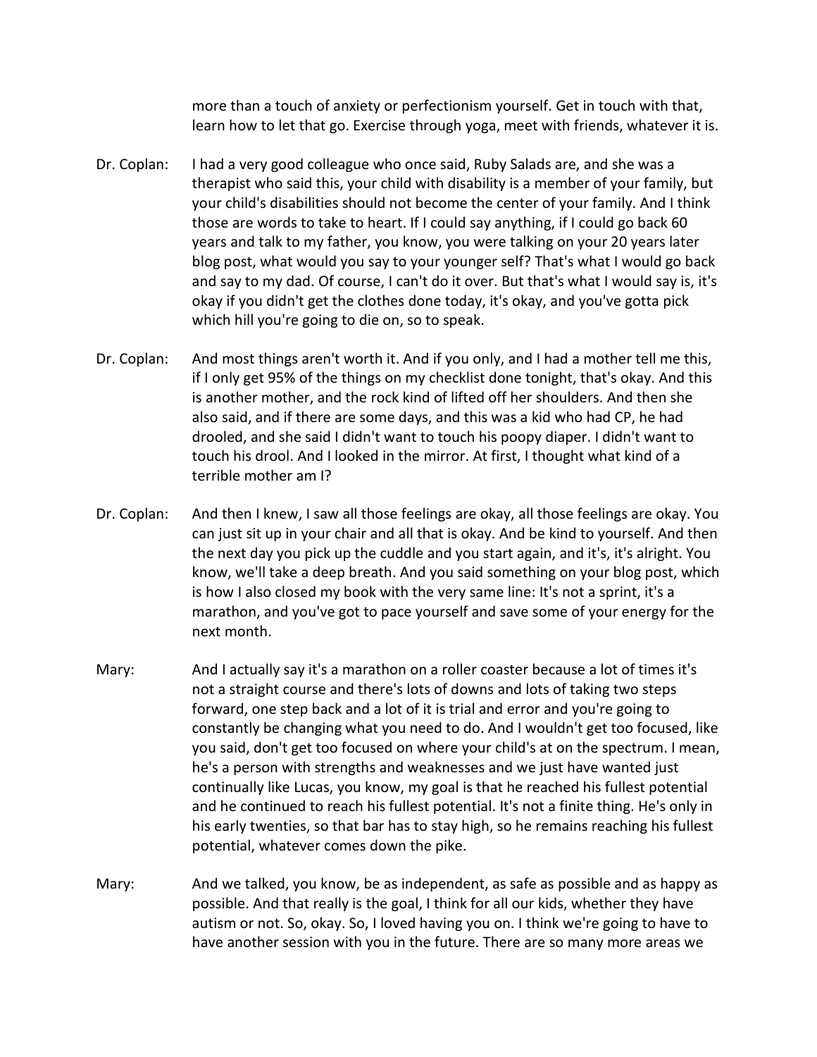more than a touch of anxiety or perfectionism yourself. Get in touch with that, learn how to let that go. Exercise through yoga, meet with friends, whatever it is.

Dr. Coplan: I had a very good colleague who once said, Ruby Salads are, and she was a therapist who said this, your child with disability is a member of your family, but your child's disabilities should not become the center of your family. And I think those are words to take to heart. If I could say anything, if I could go back 60 years and talk to my father, you know, you were talking on your 20 years later blog post, what would you say to your younger self? That's what I would go back and say to my dad. Of course, I can't do it over. But that's what I would say is, it's okay if you didn't get the clothes done today, it's okay, and you've gotta pick which hill you're going to die on, so to speak.

Dr. Coplan: And most things aren't worth it. And if you only, and I had a mother tell me this, if I only get 95% of the things on my checklist done tonight, that's okay. And this is another mother, and the rock kind of lifted off her shoulders. And then she also said, and if there are some days, and this was a kid who had CP, he had drooled, and she said I didn't want to touch his poopy diaper. I didn't want to touch his drool. And I looked in the mirror. At first, I thought what kind of a terrible mother am I?

Dr. Coplan: And then I knew, I saw all those feelings are okay, all those feelings are okay. You can just sit up in your chair and all that is okay. And be kind to yourself. And then the next day you pick up the cuddle and you start again, and it's, it's alright. You know, we'll take a deep breath. And you said something on your blog post, which is how I also closed my book with the very same line: It's not a sprint, it's a marathon, and you've got to pace yourself and save some of your energy for the next month.

Mary: And I actually say it's a marathon on a roller coaster because a lot of times it's not a straight course and there's lots of downs and lots of taking two steps forward, one step back and a lot of it is trial and error and you're going to constantly be changing what you need to do. And I wouldn't get too focused, like you said, don't get too focused on where your child's at on the spectrum. I mean, he's a person with strengths and weaknesses and we just have wanted just continually like Lucas, you know, my goal is that he reached his fullest potential and he continued to reach his fullest potential. It's not a finite thing. He's only in his early twenties, so that bar has to stay high, so he remains reaching his fullest potential, whatever comes down the pike.

Mary: And we talked, you know, be as independent, as safe as possible and as happy as possible. And that really is the goal, I think for all our kids, whether they have autism or not. So, okay. So, I loved having you on. I think we're going to have to have another session with you in the future. There are so many more areas we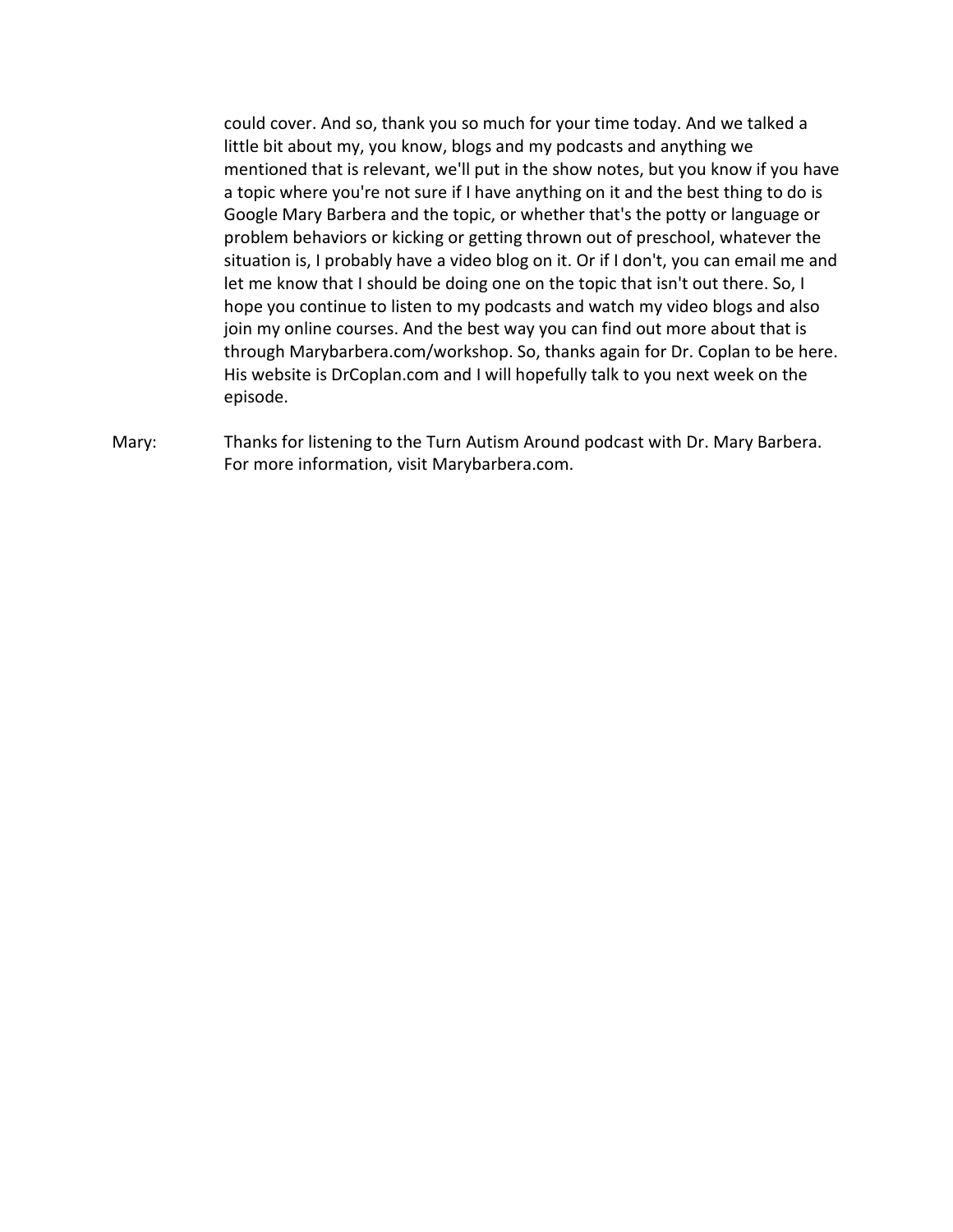could cover. And so, thank you so much for your time today. And we talked a little bit about my, you know, blogs and my podcasts and anything we mentioned that is relevant, we'll put in the show notes, but you know if you have a topic where you're not sure if I have anything on it and the best thing to do is Google Mary Barbera and the topic, or whether that's the potty or language or problem behaviors or kicking or getting thrown out of preschool, whatever the situation is, I probably have a video blog on it. Or if I don't, you can email me and let me know that I should be doing one on the topic that isn't out there. So, I hope you continue to listen to my podcasts and watch my video blogs and also join my online courses. And the best way you can find out more about that is through Marybarbera.com/workshop. So, thanks again for Dr. Coplan to be here. His website is DrCoplan.com and I will hopefully talk to you next week on the episode.

Mary: Thanks for listening to the Turn Autism Around podcast with Dr. Mary Barbera. For more information, visit Marybarbera.com.